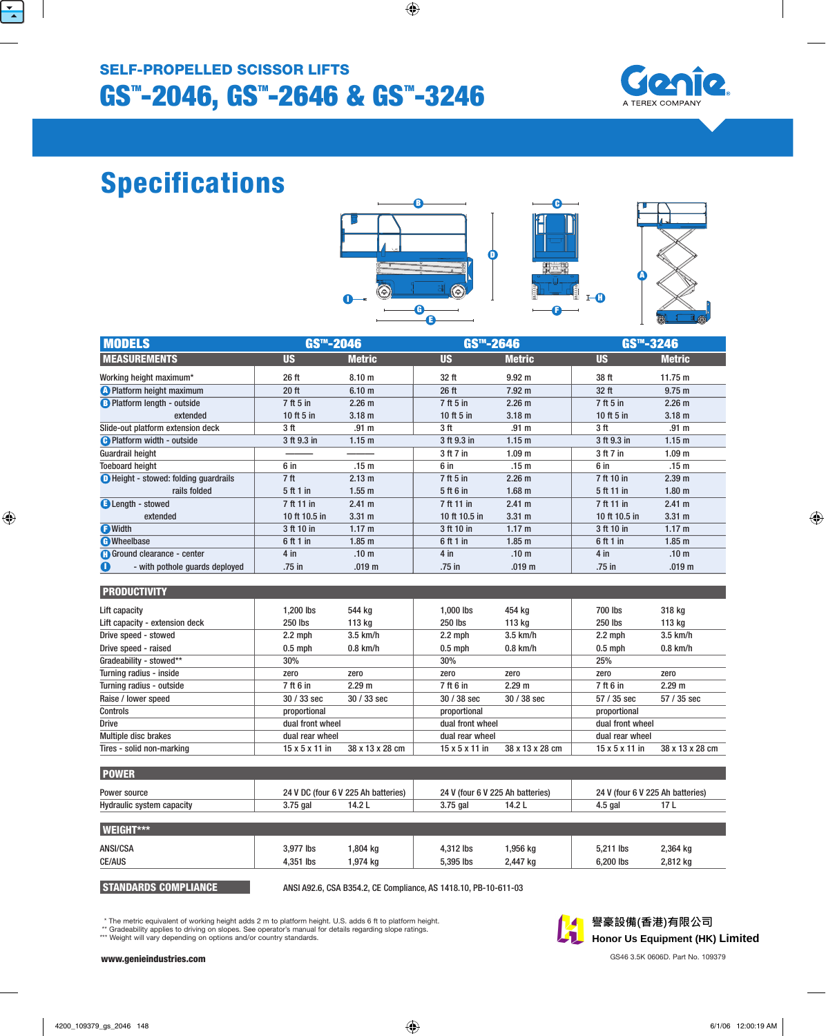## SELF-PROPELLED SCISSOR LIFTS

# GS™-2046, GS™-2646 & GS™-3246

Genie
A TEREX COMPANY

# Specifications

| MODELS | GS™-2046 | | GS™-2646 | | GS™-3246 | |
|---|---|---|---|---|---|---|
| **MEASUREMENTS** | **US** | **Metric** | **US** | **Metric** | **US** | **Metric** |
| Working height maximum* | 26 ft | 8.10 m | 32 ft | 9.92 m | 38 ft | 11.75 m |
| A Platform height maximum | 20 ft | 6.10 m | 26 ft | 7.92 m | 32 ft | 9.75 m |
| B Platform length - outside | 7 ft 5 in | 2.26 m | 7 ft 5 in | 2.26 m | 7 ft 5 in | 2.26 m |
| extended | 10 ft 5 in | 3.18 m | 10 ft 5 in | 3.18 m | 10 ft 5 in | 3.18 m |
| Slide-out platform extension deck | 3 ft | .91 m | 3 ft | .91 m | 3 ft | .91 m |
| C Platform width - outside | 3 ft 9.3 in | 1.15 m | 3 ft 9.3 in | 1.15 m | 3 ft 9.3 in | 1.15 m |
| Guardrail height | ——— | ——— | 3 ft 7 in | 1.09 m | 3 ft 7 in | 1.09 m |
| Toeboard height | 6 in | .15 m | 6 in | .15 m | 6 in | .15 m |
| D Height - stowed: folding guardrails | 7 ft | 2.13 m | 7 ft 5 in | 2.26 m | 7 ft 10 in | 2.39 m |
| rails folded | 5 ft 1 in | 1.55 m | 5 ft 6 in | 1.68 m | 5 ft 11 in | 1.80 m |
| E Length - stowed | 7 ft 11 in | 2.41 m | 7 ft 11 in | 2.41 m | 7 ft 11 in | 2.41 m |
| extended | 10 ft 10.5 in | 3.31 m | 10 ft 10.5 in | 3.31 m | 10 ft 10.5 in | 3.31 m |
| F Width | 3 ft 10 in | 1.17 m | 3 ft 10 in | 1.17 m | 3 ft 10 in | 1.17 m |
| G Wheelbase | 6 ft 1 in | 1.85 m | 6 ft 1 in | 1.85 m | 6 ft 1 in | 1.85 m |
| H Ground clearance - center | 4 in | .10 m | 4 in | .10 m | 4 in | .10 m |
| I - with pothole guards deployed | .75 in | .019 m | .75 in | .019 m | .75 in | .019 m |
| **PRODUCTIVITY** | | | | | | |
| Lift capacity | 1,200 lbs | 544 kg | 1,000 lbs | 454 kg | 700 lbs | 318 kg |
| Lift capacity - extension deck | 250 lbs | 113 kg | 250 lbs | 113 kg | 250 lbs | 113 kg |
| Drive speed - stowed | 2.2 mph | 3.5 km/h | 2.2 mph | 3.5 km/h | 2.2 mph | 3.5 km/h |
| Drive speed - raised | 0.5 mph | 0.8 km/h | 0.5 mph | 0.8 km/h | 0.5 mph | 0.8 km/h |
| Gradeability - stowed** | 30% | | 30% | | 25% | |
| Turning radius - inside | zero | zero | zero | zero | zero | zero |
| Turning radius - outside | 7 ft 6 in | 2.29 m | 7 ft 6 in | 2.29 m | 7 ft 6 in | 2.29 m |
| Raise / lower speed | 30 / 33 sec | 30 / 33 sec | 30 / 38 sec | 30 / 38 sec | 57 / 35 sec | 57 / 35 sec |
| Controls | proportional | | proportional | | proportional | |
| Drive | dual front wheel | | dual front wheel | | dual front wheel | |
| Multiple disc brakes | dual rear wheel | | dual rear wheel | | dual rear wheel | |
| Tires - solid non-marking | 15 x 5 x 11 in | 38 x 13 x 28 cm | 15 x 5 x 11 in | 38 x 13 x 28 cm | 15 x 5 x 11 in | 38 x 13 x 28 cm |
| **POWER** | | | | | | |
| Power source | 24 V DC (four 6 V 225 Ah batteries) | | 24 V (four 6 V 225 Ah batteries) | | 24 V (four 6 V 225 Ah batteries) | |
| Hydraulic system capacity | 3.75 gal | 14.2 L | 3.75 gal | 14.2 L | 4.5 gal | 17 L |
| **WEIGHT*** ** | | | | | | |
| ANSI/CSA | 3,977 lbs | 1,804 kg | 4,312 lbs | 1,956 kg | 5,211 lbs | 2,364 kg |
| CE/AUS | 4,351 lbs | 1,974 kg | 5,395 lbs | 2,447 kg | 6,200 lbs | 2,812 kg |

**STANDARDS COMPLIANCE** ANSI A92.6, CSA B354.2, CE Compliance, AS 1418.10, PB-10-611-03

\* The metric equivalent of working height adds 2 m to platform height. U.S. adds 6 ft to platform height.
** Gradeability applies to driving on slopes. See operator's manual for details regarding slope ratings.
*** Weight will vary depending on options and/or country standards.

www.genieindustries.com

譽豪設備(香港)有限公司
Honor Us Equipment (HK) Limited

GS46 3.5K 0606D. Part No. 109379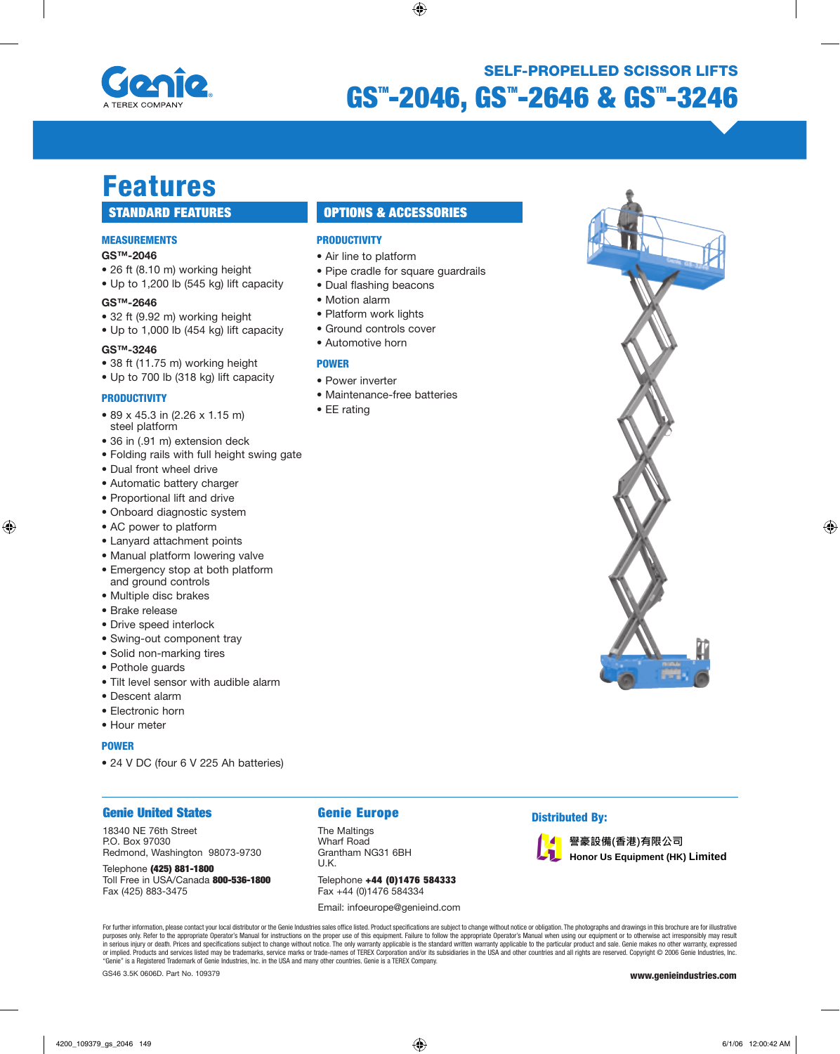Genie
A TEREX COMPANY

SELF-PROPELLED SCISSOR LIFTS

# GS™-2046, GS™-2646 & GS™-3246

## Features

### STANDARD FEATURES

#### MEASUREMENTS

**GS™-2046**

- 26 ft (8.10 m) working height
- Up to 1,200 lb (545 kg) lift capacity

**GS™-2646**

- 32 ft (9.92 m) working height
- Up to 1,000 lb (454 kg) lift capacity

**GS™-3246**

- 38 ft (11.75 m) working height
- Up to 700 lb (318 kg) lift capacity

#### PRODUCTIVITY

- 89 x 45.3 in (2.26 x 1.15 m) steel platform
- 36 in (.91 m) extension deck
- Folding rails with full height swing gate
- Dual front wheel drive
- Automatic battery charger
- Proportional lift and drive
- Onboard diagnostic system
- AC power to platform
- Lanyard attachment points
- Manual platform lowering valve
- Emergency stop at both platform and ground controls
- Multiple disc brakes
- Brake release
- Drive speed interlock
- Swing-out component tray
- Solid non-marking tires
- Pothole guards
- Tilt level sensor with audible alarm
- Descent alarm
- Electronic horn
- Hour meter

#### POWER

- 24 V DC (four 6 V 225 Ah batteries)

### OPTIONS & ACCESSORIES

#### PRODUCTIVITY

- Air line to platform
- Pipe cradle for square guardrails
- Dual flashing beacons
- Motion alarm
- Platform work lights
- Ground controls cover
- Automotive horn

#### POWER

- Power inverter
- Maintenance-free batteries
- EE rating

---

**Genie United States**

18340 NE 76th Street
P.O. Box 97030
Redmond, Washington 98073-9730

Telephone **(425) 881-1800**
Toll Free in USA/Canada **800-536-1800**
Fax (425) 883-3475

**Genie Europe**

The Maltings
Wharf Road
Grantham NG31 6BH
U.K.

Telephone **+44 (0)1476 584333**
Fax +44 (0)1476 584334

Email: infoeurope@genieind.com

**Distributed By:**

譽豪設備(香港)有限公司
Honor Us Equipment (HK) Limited

For further information, please contact your local distributor or the Genie Industries sales office listed. Product specifications are subject to change without notice or obligation. The photographs and drawings in this brochure are for illustrative purposes only. Refer to the appropriate Operator's Manual for instructions on the proper use of this equipment. Failure to follow the appropriate Operator's Manual when using our equipment or to otherwise act irresponsibly may result in serious injury or death. Prices and specifications subject to change without notice. The only warranty applicable is the standard written warranty applicable to the particular product and sale. Genie makes no other warranty, expressed or implied. Products and services listed may be trademarks, service marks or trade-names of TEREX Corporation and/or its subsidiaries in the USA and other countries and all rights are reserved. Copyright © 2006 Genie Industries, Inc. "Genie" is a Registered Trademark of Genie Industries, Inc. in the USA and many other countries. Genie is a TEREX Company.

GS46 3.5K 0606D. Part No. 109379

**www.genieindustries.com**